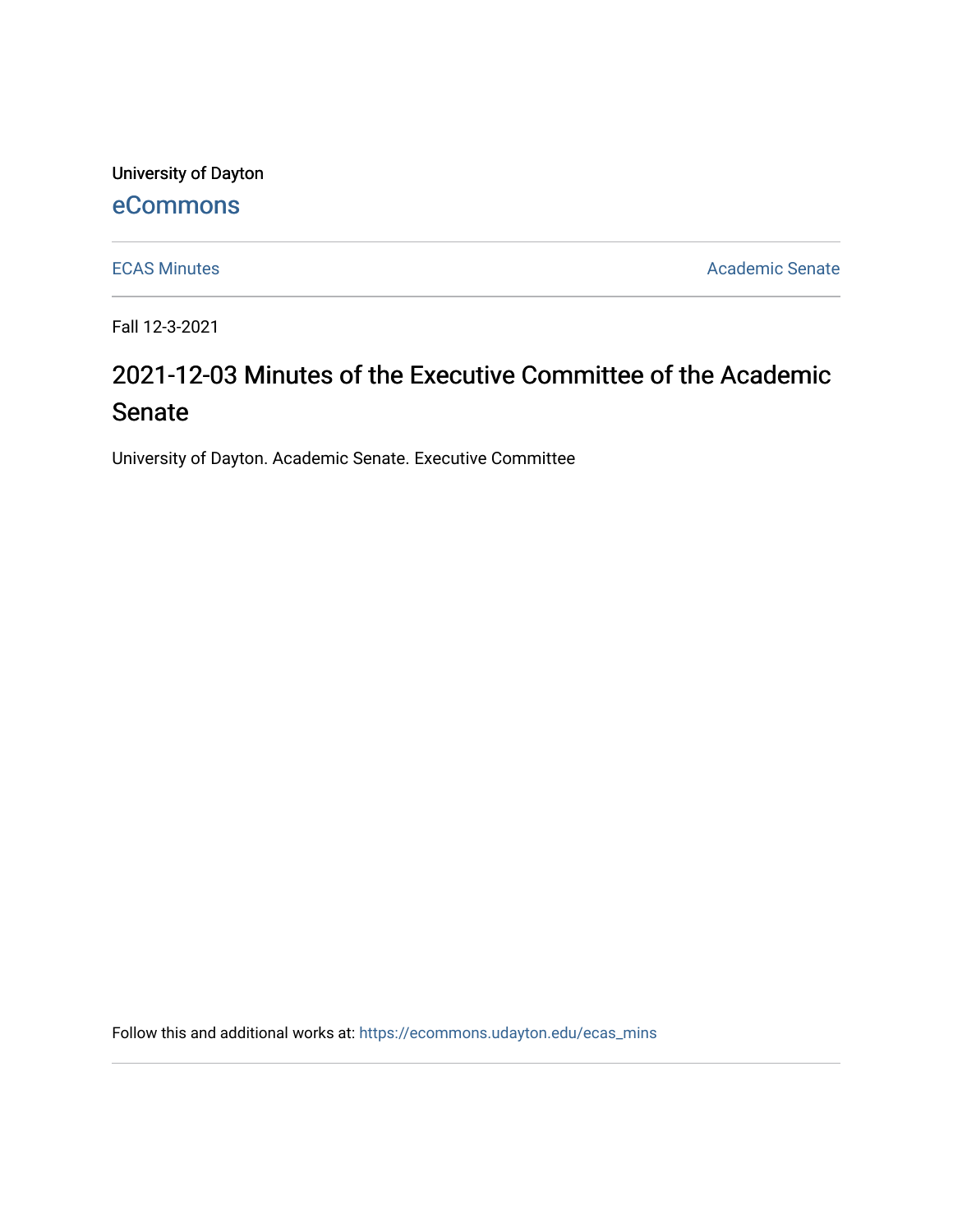University of Dayton

eCommons

ECAS Minutes

Academic Senate

Fall 12-3-2021

# 2021-12-03 Minutes of the Executive Committee of the Academic Senate

University of Dayton. Academic Senate. Executive Committee

Follow this and additional works at: https://ecommons.udayton.edu/ecas_mins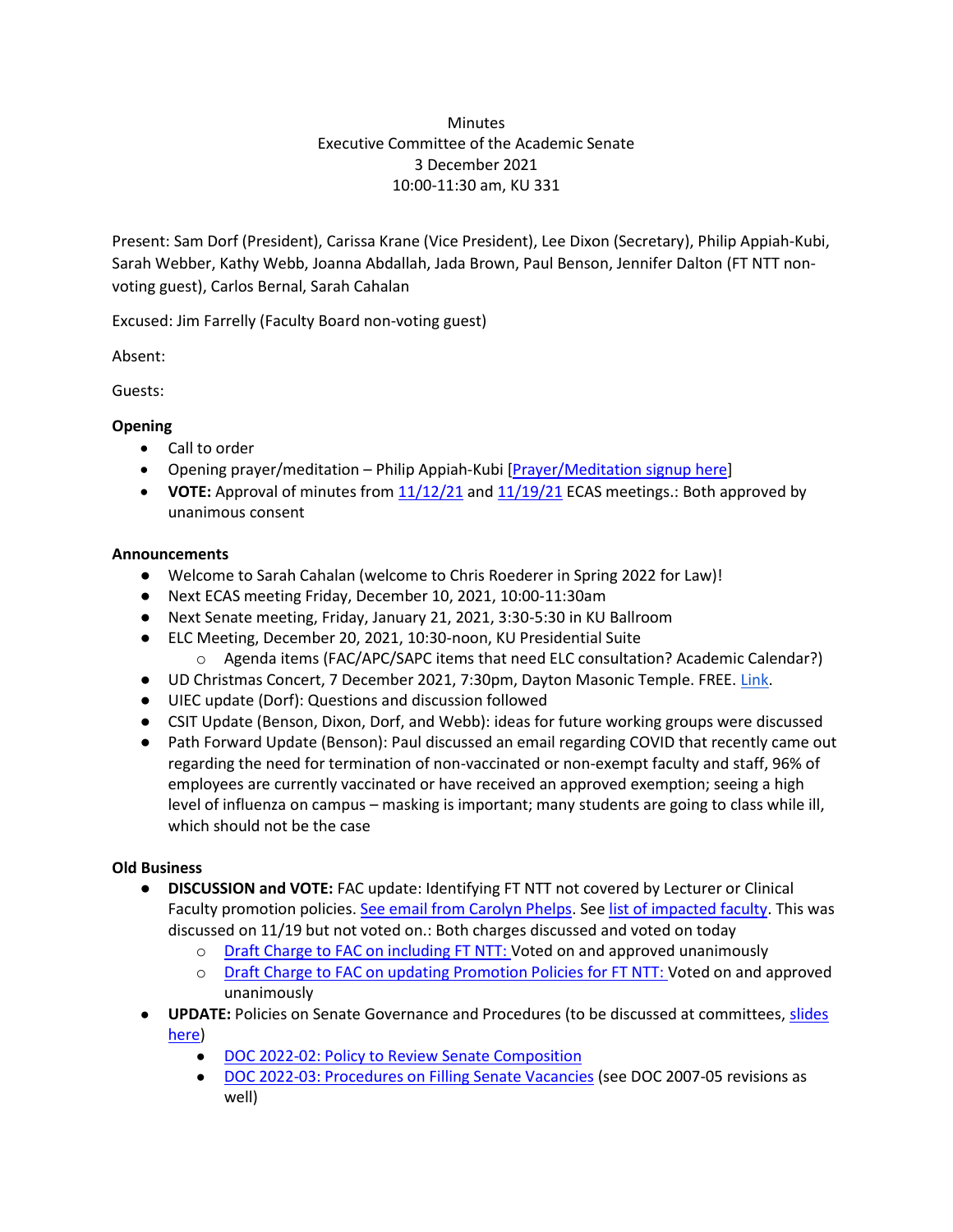Minutes
Executive Committee of the Academic Senate
3 December 2021
10:00-11:30 am, KU 331

Present: Sam Dorf (President), Carissa Krane (Vice President), Lee Dixon (Secretary), Philip Appiah-Kubi, Sarah Webber, Kathy Webb, Joanna Abdallah, Jada Brown, Paul Benson, Jennifer Dalton (FT NTT non-voting guest), Carlos Bernal, Sarah Cahalan

Excused: Jim Farrelly (Faculty Board non-voting guest)

Absent:

Guests:

**Opening**

- Call to order
- Opening prayer/meditation – Philip Appiah-Kubi [Prayer/Meditation signup here]
- **VOTE:** Approval of minutes from 11/12/21 and 11/19/21 ECAS meetings.: Both approved by unanimous consent

**Announcements**

- Welcome to Sarah Cahalan (welcome to Chris Roederer in Spring 2022 for Law)!
- Next ECAS meeting Friday, December 10, 2021, 10:00-11:30am
- Next Senate meeting, Friday, January 21, 2021, 3:30-5:30 in KU Ballroom
- ELC Meeting, December 20, 2021, 10:30-noon, KU Presidential Suite
  - Agenda items (FAC/APC/SAPC items that need ELC consultation? Academic Calendar?)
- UD Christmas Concert, 7 December 2021, 7:30pm, Dayton Masonic Temple. FREE. Link.
- UIEC update (Dorf): Questions and discussion followed
- CSIT Update (Benson, Dixon, Dorf, and Webb): ideas for future working groups were discussed
- Path Forward Update (Benson): Paul discussed an email regarding COVID that recently came out regarding the need for termination of non-vaccinated or non-exempt faculty and staff, 96% of employees are currently vaccinated or have received an approved exemption; seeing a high level of influenza on campus – masking is important; many students are going to class while ill, which should not be the case

**Old Business**

- **DISCUSSION and VOTE:** FAC update: Identifying FT NTT not covered by Lecturer or Clinical Faculty promotion policies. See email from Carolyn Phelps. See list of impacted faculty. This was discussed on 11/19 but not voted on.: Both charges discussed and voted on today
  - Draft Charge to FAC on including FT NTT: Voted on and approved unanimously
  - Draft Charge to FAC on updating Promotion Policies for FT NTT: Voted on and approved unanimously
- **UPDATE:** Policies on Senate Governance and Procedures (to be discussed at committees, slides here)
  - DOC 2022-02: Policy to Review Senate Composition
  - DOC 2022-03: Procedures on Filling Senate Vacancies (see DOC 2007-05 revisions as well)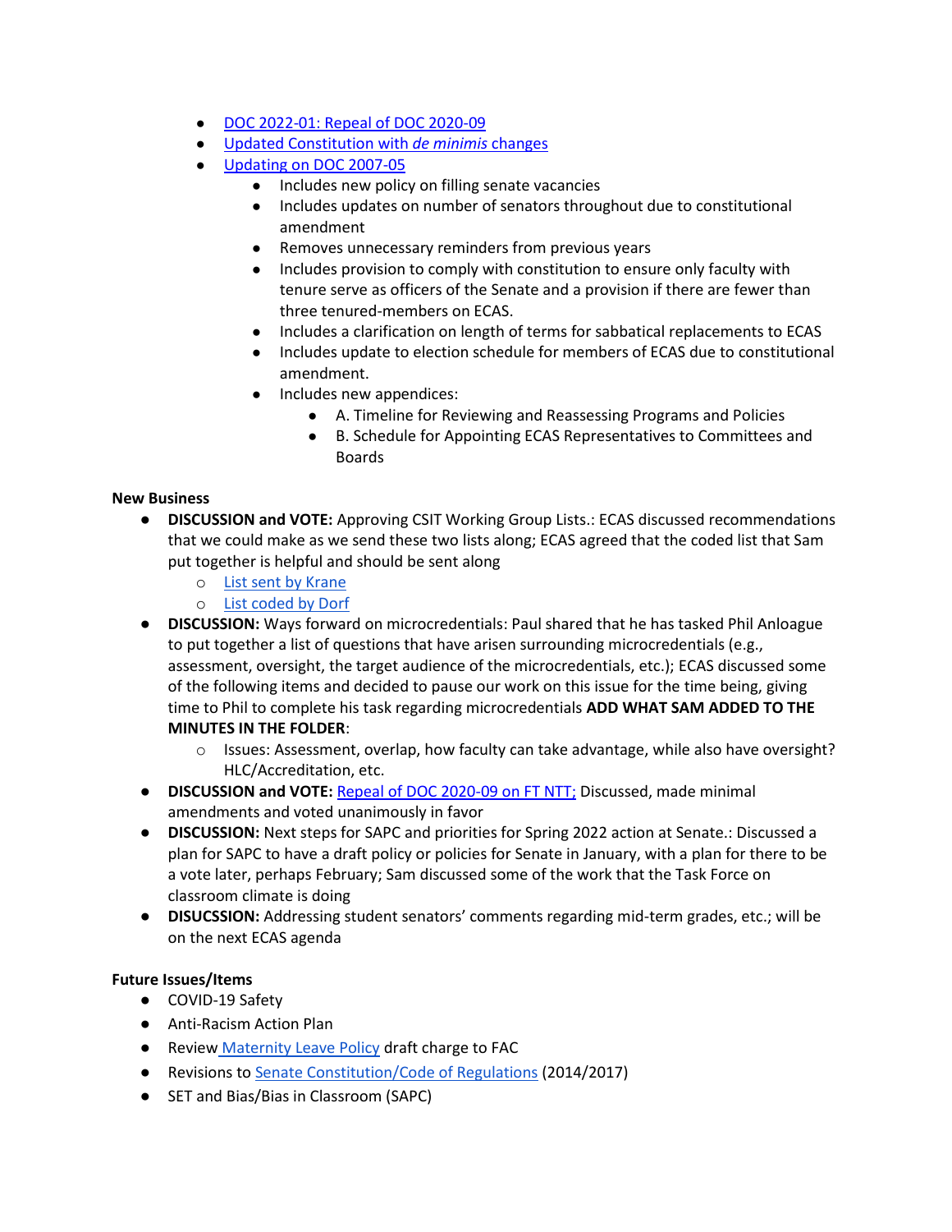- [DOC 2022-01: Repeal of DOC 2020-09]()
- [Updated Constitution with *de minimis* changes]()
- [Updating on DOC 2007-05]()
    - Includes new policy on filling senate vacancies
    - Includes updates on number of senators throughout due to constitutional amendment
    - Removes unnecessary reminders from previous years
    - Includes provision to comply with constitution to ensure only faculty with tenure serve as officers of the Senate and a provision if there are fewer than three tenured-members on ECAS.
    - Includes a clarification on length of terms for sabbatical replacements to ECAS
    - Includes update to election schedule for members of ECAS due to constitutional amendment.
    - Includes new appendices:
        - A. Timeline for Reviewing and Reassessing Programs and Policies
        - B. Schedule for Appointing ECAS Representatives to Committees and Boards

**New Business**

- **DISCUSSION and VOTE:** Approving CSIT Working Group Lists.: ECAS discussed recommendations that we could make as we send these two lists along; ECAS agreed that the coded list that Sam put together is helpful and should be sent along
    - [List sent by Krane]()
    - [List coded by Dorf]()
- **DISCUSSION:** Ways forward on microcredentials: Paul shared that he has tasked Phil Anloague to put together a list of questions that have arisen surrounding microcredentials (e.g., assessment, oversight, the target audience of the microcredentials, etc.); ECAS discussed some of the following items and decided to pause our work on this issue for the time being, giving time to Phil to complete his task regarding microcredentials **ADD WHAT SAM ADDED TO THE MINUTES IN THE FOLDER**:
    - Issues: Assessment, overlap, how faculty can take advantage, while also have oversight? HLC/Accreditation, etc.
- **DISCUSSION and VOTE:** [Repeal of DOC 2020-09 on FT NTT;]() Discussed, made minimal amendments and voted unanimously in favor
- **DISCUSSION:** Next steps for SAPC and priorities for Spring 2022 action at Senate.: Discussed a plan for SAPC to have a draft policy or policies for Senate in January, with a plan for there to be a vote later, perhaps February; Sam discussed some of the work that the Task Force on classroom climate is doing
- **DISUCSSION:** Addressing student senators' comments regarding mid-term grades, etc.; will be on the next ECAS agenda

**Future Issues/Items**

- COVID-19 Safety
- Anti-Racism Action Plan
- Review [Maternity Leave Policy]() draft charge to FAC
- Revisions to [Senate Constitution/Code of Regulations]() (2014/2017)
- SET and Bias/Bias in Classroom (SAPC)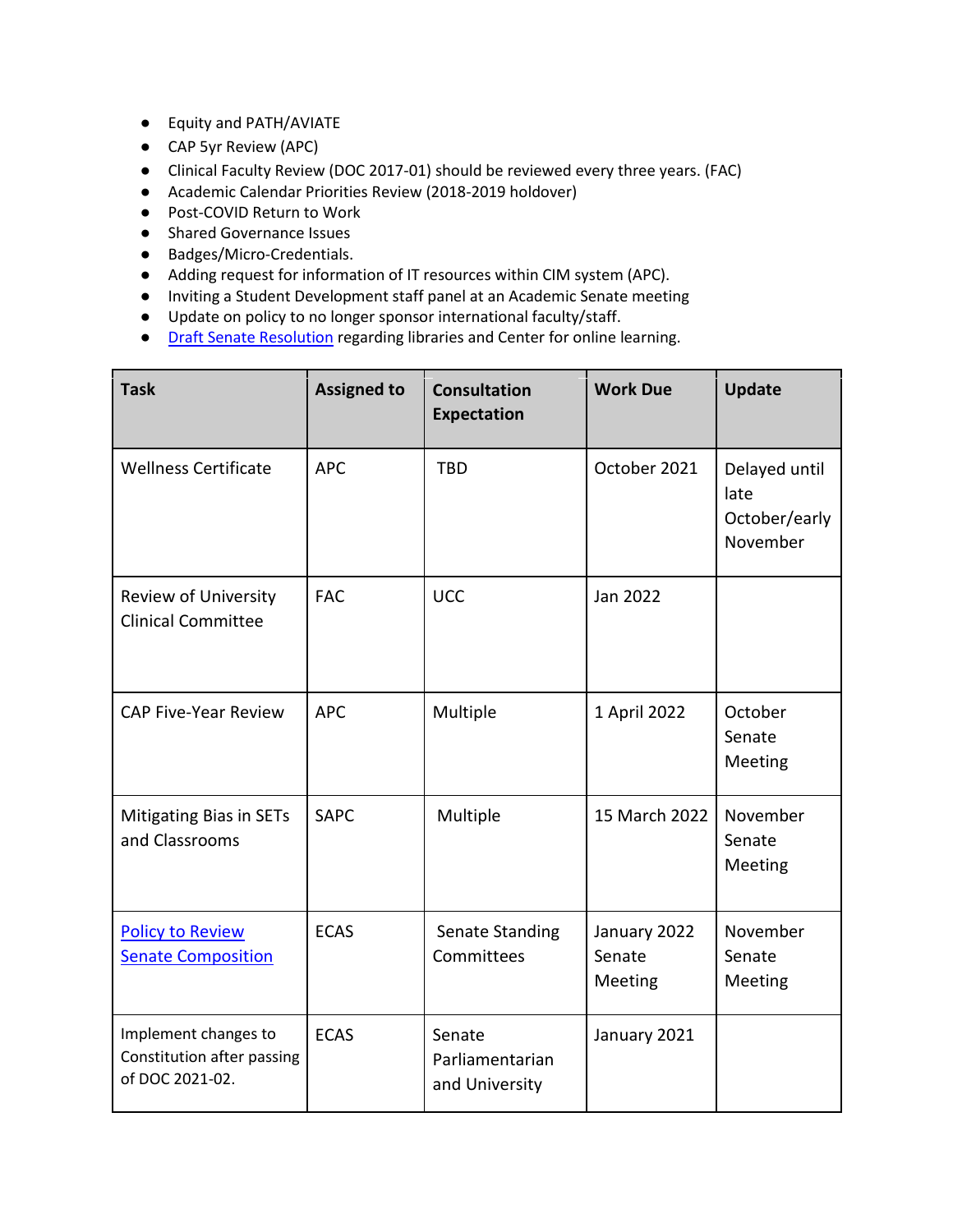- Equity and PATH/AVIATE
- CAP 5yr Review (APC)
- Clinical Faculty Review (DOC 2017-01) should be reviewed every three years. (FAC)
- Academic Calendar Priorities Review (2018-2019 holdover)
- Post-COVID Return to Work
- Shared Governance Issues
- Badges/Micro-Credentials.
- Adding request for information of IT resources within CIM system (APC).
- Inviting a Student Development staff panel at an Academic Senate meeting
- Update on policy to no longer sponsor international faculty/staff.
- Draft Senate Resolution regarding libraries and Center for online learning.

| Task | Assigned to | Consultation Expectation | Work Due | Update |
|---|---|---|---|---|
| Wellness Certificate | APC | TBD | October 2021 | Delayed until late October/early November |
| Review of University Clinical Committee | FAC | UCC | Jan 2022 | |
| CAP Five-Year Review | APC | Multiple | 1 April 2022 | October Senate Meeting |
| Mitigating Bias in SETs and Classrooms | SAPC | Multiple | 15 March 2022 | November Senate Meeting |
| Policy to Review Senate Composition | ECAS | Senate Standing Committees | January 2022 Senate Meeting | November Senate Meeting |
| Implement changes to Constitution after passing of DOC 2021-02. | ECAS | Senate Parliamentarian and University | January 2021 | |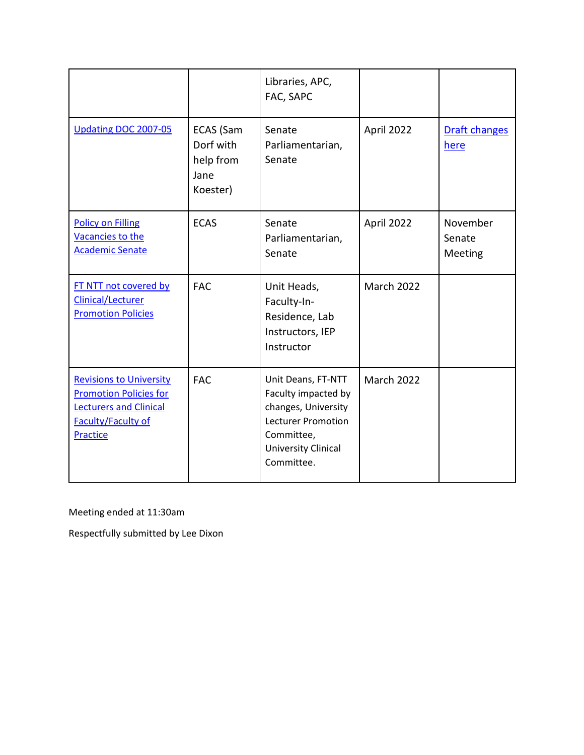| | | | | |
|---|---|---|---|---|
| | | Libraries, APC, FAC, SAPC | | |
| Updating DOC 2007-05 | ECAS (Sam Dorf with help from Jane Koester) | Senate Parliamentarian, Senate | April 2022 | Draft changes here |
| Policy on Filling Vacancies to the Academic Senate | ECAS | Senate Parliamentarian, Senate | April 2022 | November Senate Meeting |
| FT NTT not covered by Clinical/Lecturer Promotion Policies | FAC | Unit Heads, Faculty-In-Residence, Lab Instructors, IEP Instructor | March 2022 | |
| Revisions to University Promotion Policies for Lecturers and Clinical Faculty/Faculty of Practice | FAC | Unit Deans, FT-NTT Faculty impacted by changes, University Lecturer Promotion Committee, University Clinical Committee. | March 2022 | |

Meeting ended at 11:30am

Respectfully submitted by Lee Dixon